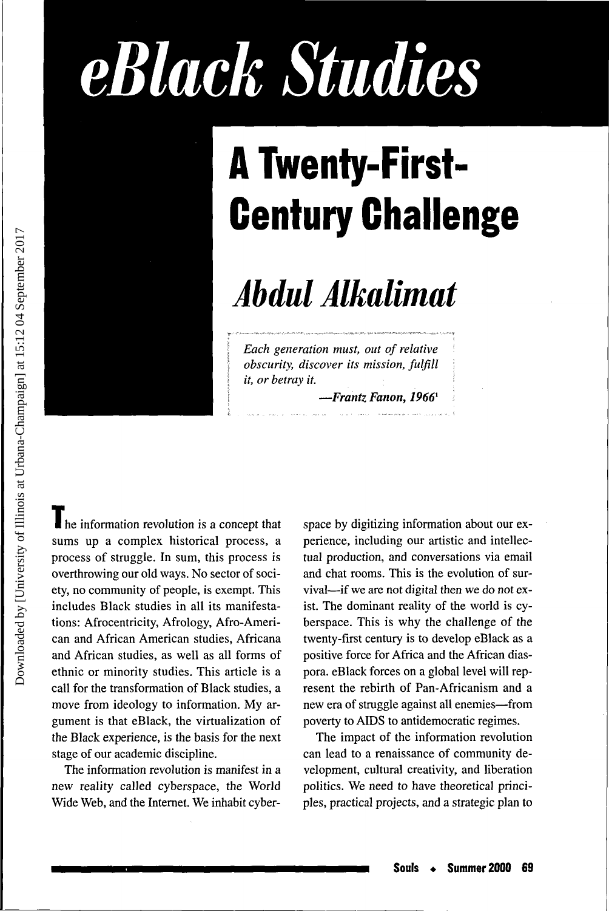# eBlack Studies

## A Twenty-First-Century Challenge

### *Abdul Alkalimat*

> *Each generation must, out of relative obscurity, discover its mission, fulfill it, or betray it.*
>
> *—Frantz Fanon, 1966*[1]

The information revolution is a concept that sums up a complex historical process, a process of struggle. In sum, this process is overthrowing our old ways. No sector of society, no community of people, is exempt. This includes Black studies in all its manifestations: Afrocentricity, Afrology, Afro-American and African American studies, Africana and African studies, as well as all forms of ethnic or minority studies. This article is a call for the transformation of Black studies, a move from ideology to information. My argument is that eBlack, the virtualization of the Black experience, is the basis for the next stage of our academic discipline.

The information revolution is manifest in a new reality called cyberspace, the World Wide Web, and the Internet. We inhabit cyberspace by digitizing information about our experience, including our artistic and intellectual production, and conversations via email and chat rooms. This is the evolution of survival—if we are not digital then we do not exist. The dominant reality of the world is cyberspace. This is why the challenge of the twenty-first century is to develop eBlack as a positive force for Africa and the African diaspora. eBlack forces on a global level will represent the rebirth of Pan-Africanism and a new era of struggle against all enemies—from poverty to AIDS to antidemocratic regimes.

The impact of the information revolution can lead to a renaissance of community development, cultural creativity, and liberation politics. We need to have theoretical principles, practical projects, and a strategic plan to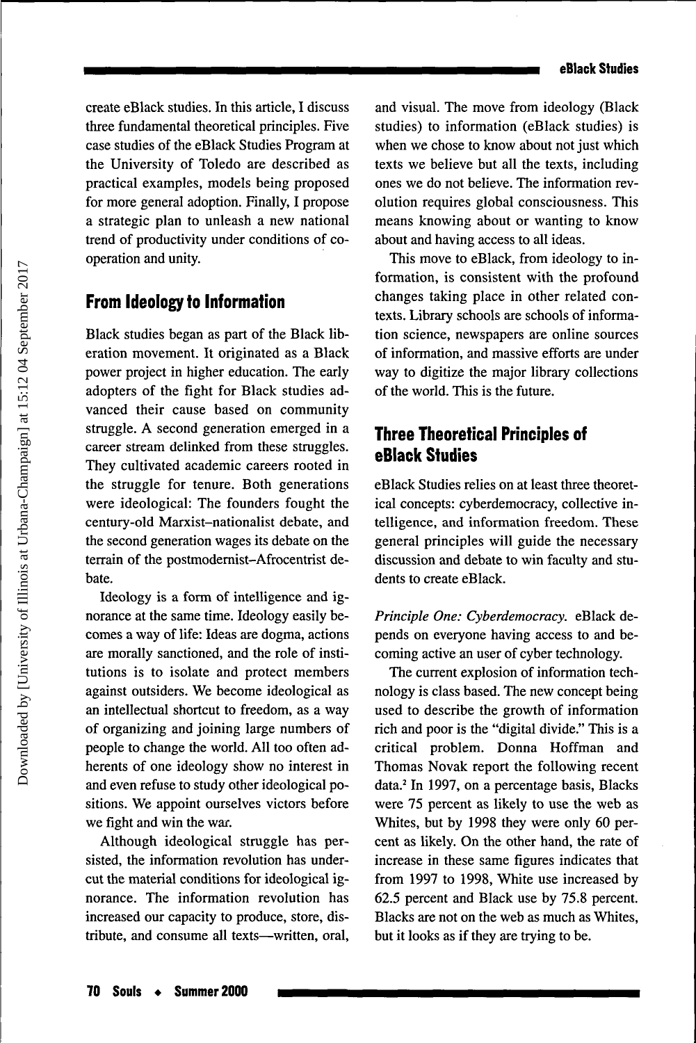create eBlack studies. In this article, I discuss three fundamental theoretical principles. Five case studies of the eBlack Studies Program at the University of Toledo are described as practical examples, models being proposed for more general adoption. Finally, I propose a strategic plan to unleash a new national trend of productivity under conditions of cooperation and unity.

## From Ideology to Information

Black studies began as part of the Black liberation movement. It originated as a Black power project in higher education. The early adopters of the fight for Black studies advanced their cause based on community struggle. A second generation emerged in a career stream delinked from these struggles. They cultivated academic careers rooted in the struggle for tenure. Both generations were ideological: The founders fought the century-old Marxist–nationalist debate, and the second generation wages its debate on the terrain of the postmodernist–Afrocentrist debate.

Ideology is a form of intelligence and ignorance at the same time. Ideology easily becomes a way of life: Ideas are dogma, actions are morally sanctioned, and the role of institutions is to isolate and protect members against outsiders. We become ideological as an intellectual shortcut to freedom, as a way of organizing and joining large numbers of people to change the world. All too often adherents of one ideology show no interest in and even refuse to study other ideological positions. We appoint ourselves victors before we fight and win the war.

Although ideological struggle has persisted, the information revolution has undercut the material conditions for ideological ignorance. The information revolution has increased our capacity to produce, store, distribute, and consume all texts—written, oral, and visual. The move from ideology (Black studies) to information (eBlack studies) is when we chose to know about not just which texts we believe but all the texts, including ones we do not believe. The information revolution requires global consciousness. This means knowing about or wanting to know about and having access to all ideas.

This move to eBlack, from ideology to information, is consistent with the profound changes taking place in other related contexts. Library schools are schools of information science, newspapers are online sources of information, and massive efforts are under way to digitize the major library collections of the world. This is the future.

## Three Theoretical Principles of eBlack Studies

eBlack Studies relies on at least three theoretical concepts: cyberdemocracy, collective intelligence, and information freedom. These general principles will guide the necessary discussion and debate to win faculty and students to create eBlack.

*Principle One: Cyberdemocracy.* eBlack depends on everyone having access to and becoming active an user of cyber technology.

The current explosion of information technology is class based. The new concept being used to describe the growth of information rich and poor is the "digital divide." This is a critical problem. Donna Hoffman and Thomas Novak report the following recent data.[2] In 1997, on a percentage basis, Blacks were 75 percent as likely to use the web as Whites, but by 1998 they were only 60 percent as likely. On the other hand, the rate of increase in these same figures indicates that from 1997 to 1998, White use increased by 62.5 percent and Black use by 75.8 percent. Blacks are not on the web as much as Whites, but it looks as if they are trying to be.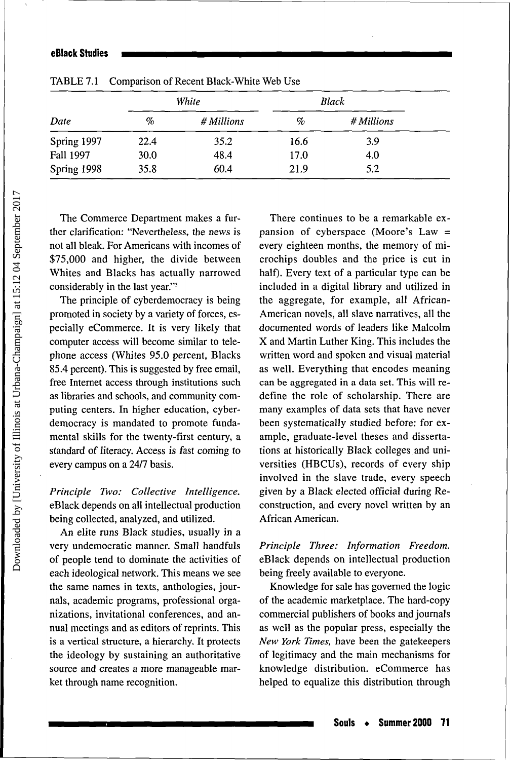TABLE 7.1 Comparison of Recent Black-White Web Use

| | White | | Black | |
|---|---|---|---|---|
| *Date* | *%* | *# Millions* | *%* | *# Millions* |
| Spring 1997 | 22.4 | 35.2 | 16.6 | 3.9 |
| Fall 1997 | 30.0 | 48.4 | 17.0 | 4.0 |
| Spring 1998 | 35.8 | 60.4 | 21.9 | 5.2 |

The Commerce Department makes a further clarification: "Nevertheless, the news is not all bleak. For Americans with incomes of $75,000 and higher, the divide between Whites and Blacks has actually narrowed considerably in the last year."[3]

The principle of cyberdemocracy is being promoted in society by a variety of forces, especially eCommerce. It is very likely that computer access will become similar to telephone access (Whites 95.0 percent, Blacks 85.4 percent). This is suggested by free email, free Internet access through institutions such as libraries and schools, and community computing centers. In higher education, cyberdemocracy is mandated to promote fundamental skills for the twenty-first century, a standard of literacy. Access is fast coming to every campus on a 24/7 basis.

*Principle Two: Collective Intelligence.* eBlack depends on all intellectual production being collected, analyzed, and utilized.

An elite runs Black studies, usually in a very undemocratic manner. Small handfuls of people tend to dominate the activities of each ideological network. This means we see the same names in texts, anthologies, journals, academic programs, professional organizations, invitational conferences, and annual meetings and as editors of reprints. This is a vertical structure, a hierarchy. It protects the ideology by sustaining an authoritative source and creates a more manageable market through name recognition.

There continues to be a remarkable expansion of cyberspace (Moore's Law = every eighteen months, the memory of microchips doubles and the price is cut in half). Every text of a particular type can be included in a digital library and utilized in the aggregate, for example, all African-American novels, all slave narratives, all the documented words of leaders like Malcolm X and Martin Luther King. This includes the written word and spoken and visual material as well. Everything that encodes meaning can be aggregated in a data set. This will redefine the role of scholarship. There are many examples of data sets that have never been systematically studied before: for example, graduate-level theses and dissertations at historically Black colleges and universities (HBCUs), records of every ship involved in the slave trade, every speech given by a Black elected official during Reconstruction, and every novel written by an African American.

*Principle Three: Information Freedom.* eBlack depends on intellectual production being freely available to everyone.

Knowledge for sale has governed the logic of the academic marketplace. The hard-copy commercial publishers of books and journals as well as the popular press, especially the *New York Times*, have been the gatekeepers of legitimacy and the main mechanisms for knowledge distribution. eCommerce has helped to equalize this distribution through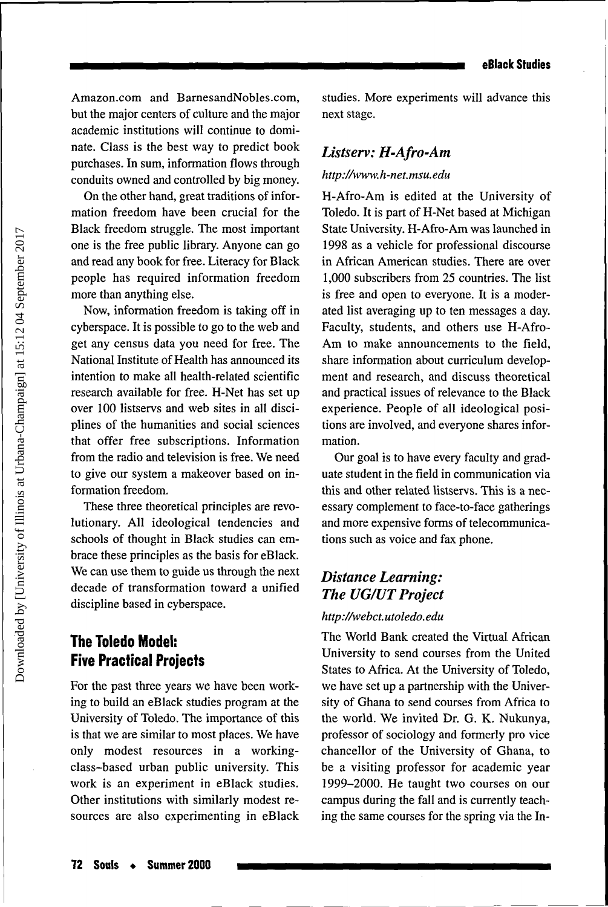Amazon.com and BarnesandNobles.com, but the major centers of culture and the major academic institutions will continue to dominate. Class is the best way to predict book purchases. In sum, information flows through conduits owned and controlled by big money.

On the other hand, great traditions of information freedom have been crucial for the Black freedom struggle. The most important one is the free public library. Anyone can go and read any book for free. Literacy for Black people has required information freedom more than anything else.

Now, information freedom is taking off in cyberspace. It is possible to go to the web and get any census data you need for free. The National Institute of Health has announced its intention to make all health-related scientific research available for free. H-Net has set up over 100 listservs and web sites in all disciplines of the humanities and social sciences that offer free subscriptions. Information from the radio and television is free. We need to give our system a makeover based on information freedom.

These three theoretical principles are revolutionary. All ideological tendencies and schools of thought in Black studies can embrace these principles as the basis for eBlack. We can use them to guide us through the next decade of transformation toward a unified discipline based in cyberspace.

## The Toledo Model: Five Practical Projects

For the past three years we have been working to build an eBlack studies program at the University of Toledo. The importance of this is that we are similar to most places. We have only modest resources in a working-class-based urban public university. This work is an experiment in eBlack studies. Other institutions with similarly modest resources are also experimenting in eBlack studies. More experiments will advance this next stage.

### *Listserv: H-Afro-Am*

*http://www.h-net.msu.edu*

H-Afro-Am is edited at the University of Toledo. It is part of H-Net based at Michigan State University. H-Afro-Am was launched in 1998 as a vehicle for professional discourse in African American studies. There are over 1,000 subscribers from 25 countries. The list is free and open to everyone. It is a moderated list averaging up to ten messages a day. Faculty, students, and others use H-Afro-Am to make announcements to the field, share information about curriculum development and research, and discuss theoretical and practical issues of relevance to the Black experience. People of all ideological positions are involved, and everyone shares information.

Our goal is to have every faculty and graduate student in the field in communication via this and other related listservs. This is a necessary complement to face-to-face gatherings and more expensive forms of telecommunications such as voice and fax phone.

### *Distance Learning: The UG/UT Project*

*http://webct.utoledo.edu*

The World Bank created the Virtual African University to send courses from the United States to Africa. At the University of Toledo, we have set up a partnership with the University of Ghana to send courses from Africa to the world. We invited Dr. G. K. Nukunya, professor of sociology and formerly pro vice chancellor of the University of Ghana, to be a visiting professor for academic year 1999–2000. He taught two courses on our campus during the fall and is currently teaching the same courses for the spring via the In-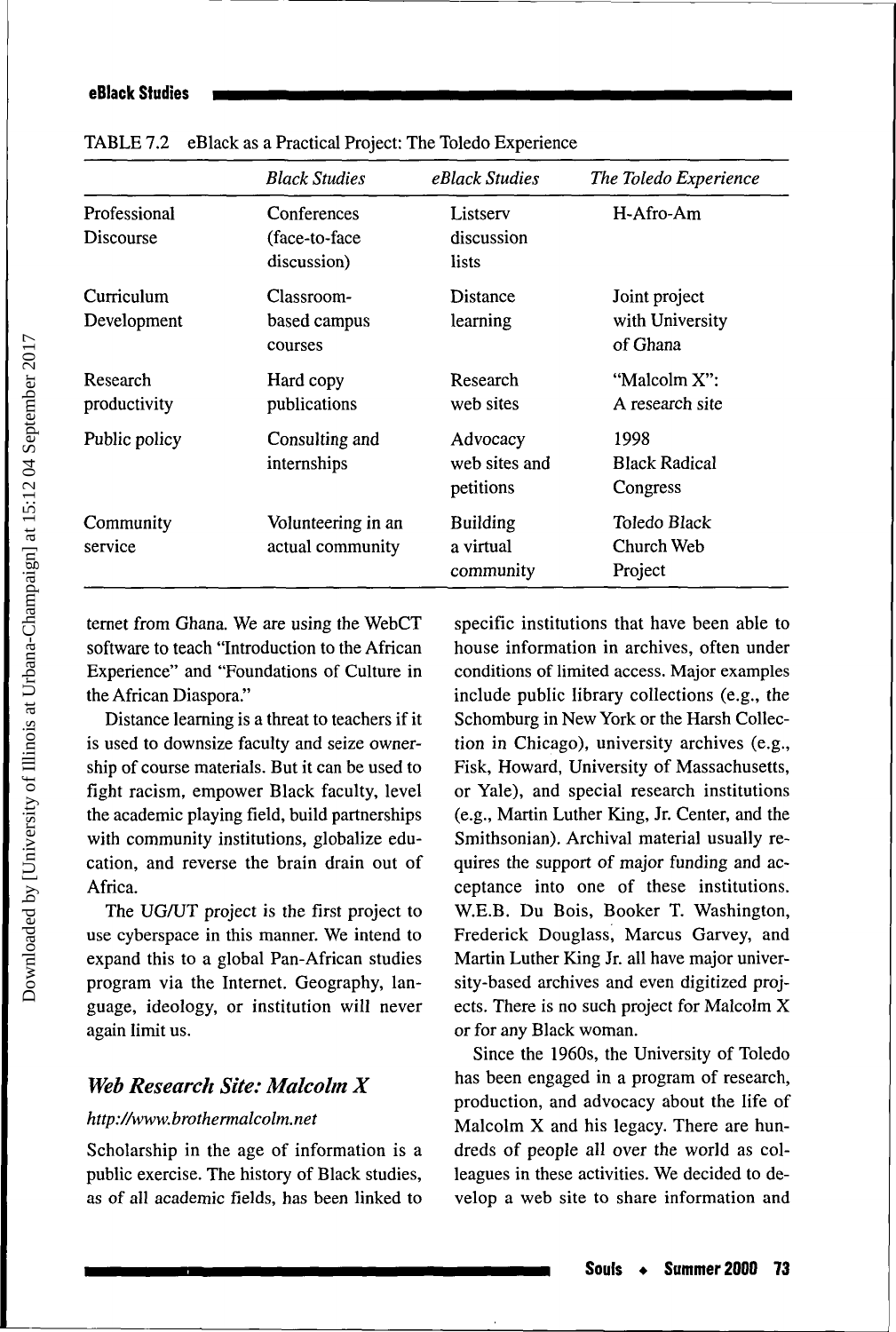TABLE 7.2 eBlack as a Practical Project: The Toledo Experience

| | *Black Studies* | *eBlack Studies* | *The Toledo Experience* |
|---|---|---|---|
| Professional Discourse | Conferences (face-to-face discussion) | Listserv discussion lists | H-Afro-Am |
| Curriculum Development | Classroom-based campus courses | Distance learning | Joint project with University of Ghana |
| Research productivity | Hard copy publications | Research web sites | "Malcolm X": A research site |
| Public policy | Consulting and internships | Advocacy web sites and petitions | 1998 Black Radical Congress |
| Community service | Volunteering in an actual community | Building a virtual community | Toledo Black Church Web Project |

ternet from Ghana. We are using the WebCT software to teach "Introduction to the African Experience" and "Foundations of Culture in the African Diaspora."

Distance learning is a threat to teachers if it is used to downsize faculty and seize ownership of course materials. But it can be used to fight racism, empower Black faculty, level the academic playing field, build partnerships with community institutions, globalize education, and reverse the brain drain out of Africa.

The UG/UT project is the first project to use cyberspace in this manner. We intend to expand this to a global Pan-African studies program via the Internet. Geography, language, ideology, or institution will never again limit us.

### *Web Research Site: Malcolm X*

*http://www.brothermalcolm.net*

Scholarship in the age of information is a public exercise. The history of Black studies, as of all academic fields, has been linked to specific institutions that have been able to house information in archives, often under conditions of limited access. Major examples include public library collections (e.g., the Schomburg in New York or the Harsh Collection in Chicago), university archives (e.g., Fisk, Howard, University of Massachusetts, or Yale), and special research institutions (e.g., Martin Luther King, Jr. Center, and the Smithsonian). Archival material usually requires the support of major funding and acceptance into one of these institutions. W.E.B. Du Bois, Booker T. Washington, Frederick Douglass, Marcus Garvey, and Martin Luther King Jr. all have major university-based archives and even digitized projects. There is no such project for Malcolm X or for any Black woman.

Since the 1960s, the University of Toledo has been engaged in a program of research, production, and advocacy about the life of Malcolm X and his legacy. There are hundreds of people all over the world as colleagues in these activities. We decided to develop a web site to share information and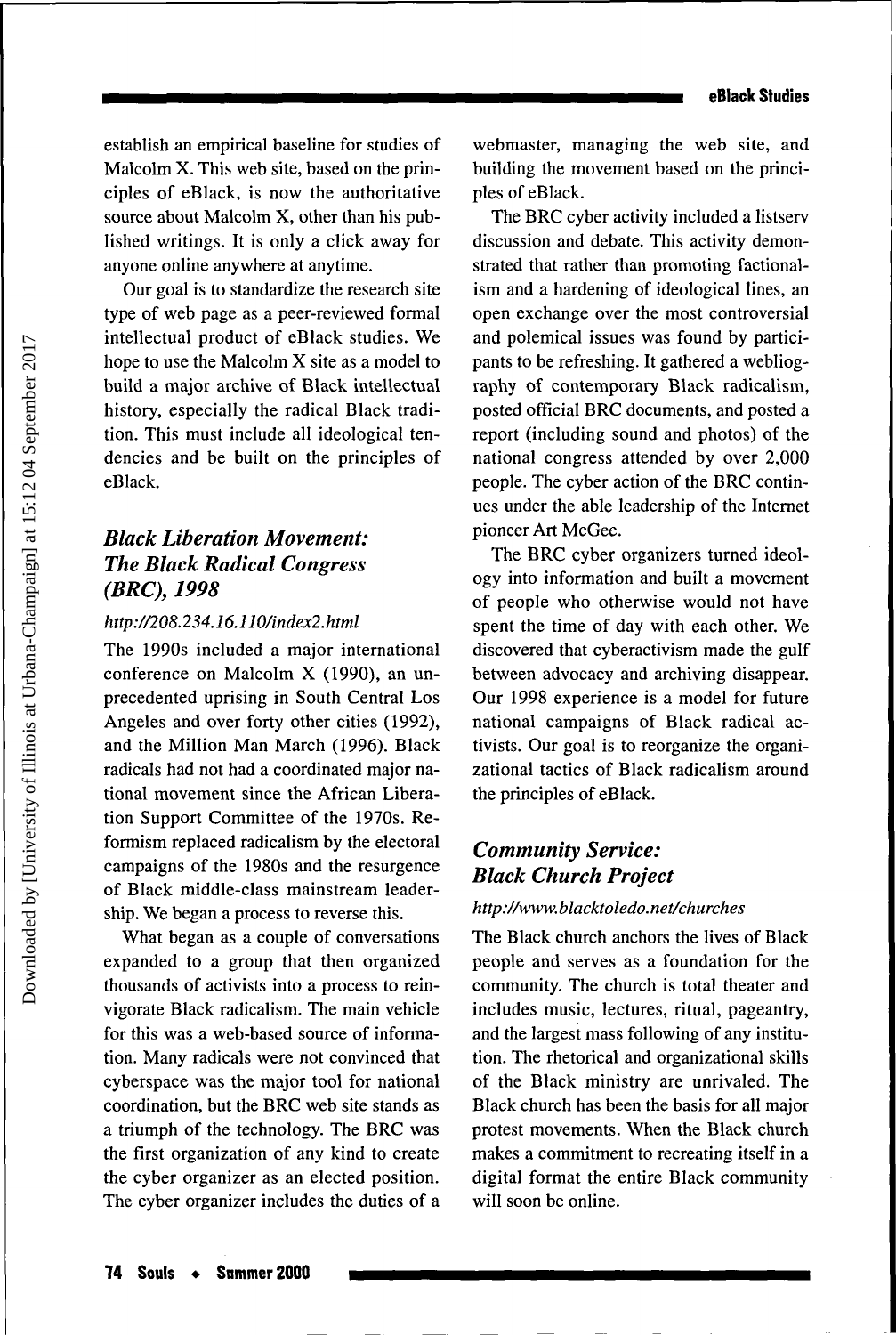establish an empirical baseline for studies of Malcolm X. This web site, based on the principles of eBlack, is now the authoritative source about Malcolm X, other than his published writings. It is only a click away for anyone online anywhere at anytime.

Our goal is to standardize the research site type of web page as a peer-reviewed formal intellectual product of eBlack studies. We hope to use the Malcolm X site as a model to build a major archive of Black intellectual history, especially the radical Black tradition. This must include all ideological tendencies and be built on the principles of eBlack.

## *Black Liberation Movement: The Black Radical Congress (BRC), 1998*

*http://208.234.16.110/index2.html*

The 1990s included a major international conference on Malcolm X (1990), an unprecedented uprising in South Central Los Angeles and over forty other cities (1992), and the Million Man March (1996). Black radicals had not had a coordinated major national movement since the African Liberation Support Committee of the 1970s. Reformism replaced radicalism by the electoral campaigns of the 1980s and the resurgence of Black middle-class mainstream leadership. We began a process to reverse this.

What began as a couple of conversations expanded to a group that then organized thousands of activists into a process to reinvigorate Black radicalism. The main vehicle for this was a web-based source of information. Many radicals were not convinced that cyberspace was the major tool for national coordination, but the BRC web site stands as a triumph of the technology. The BRC was the first organization of any kind to create the cyber organizer as an elected position. The cyber organizer includes the duties of a webmaster, managing the web site, and building the movement based on the principles of eBlack.

The BRC cyber activity included a listserv discussion and debate. This activity demonstrated that rather than promoting factionalism and a hardening of ideological lines, an open exchange over the most controversial and polemical issues was found by participants to be refreshing. It gathered a webliography of contemporary Black radicalism, posted official BRC documents, and posted a report (including sound and photos) of the national congress attended by over 2,000 people. The cyber action of the BRC continues under the able leadership of the Internet pioneer Art McGee.

The BRC cyber organizers turned ideology into information and built a movement of people who otherwise would not have spent the time of day with each other. We discovered that cyberactivism made the gulf between advocacy and archiving disappear. Our 1998 experience is a model for future national campaigns of Black radical activists. Our goal is to reorganize the organizational tactics of Black radicalism around the principles of eBlack.

## *Community Service: Black Church Project*

*http://www.blacktoledo.net/churches*

The Black church anchors the lives of Black people and serves as a foundation for the community. The church is total theater and includes music, lectures, ritual, pageantry, and the largest mass following of any institution. The rhetorical and organizational skills of the Black ministry are unrivaled. The Black church has been the basis for all major protest movements. When the Black church makes a commitment to recreating itself in a digital format the entire Black community will soon be online.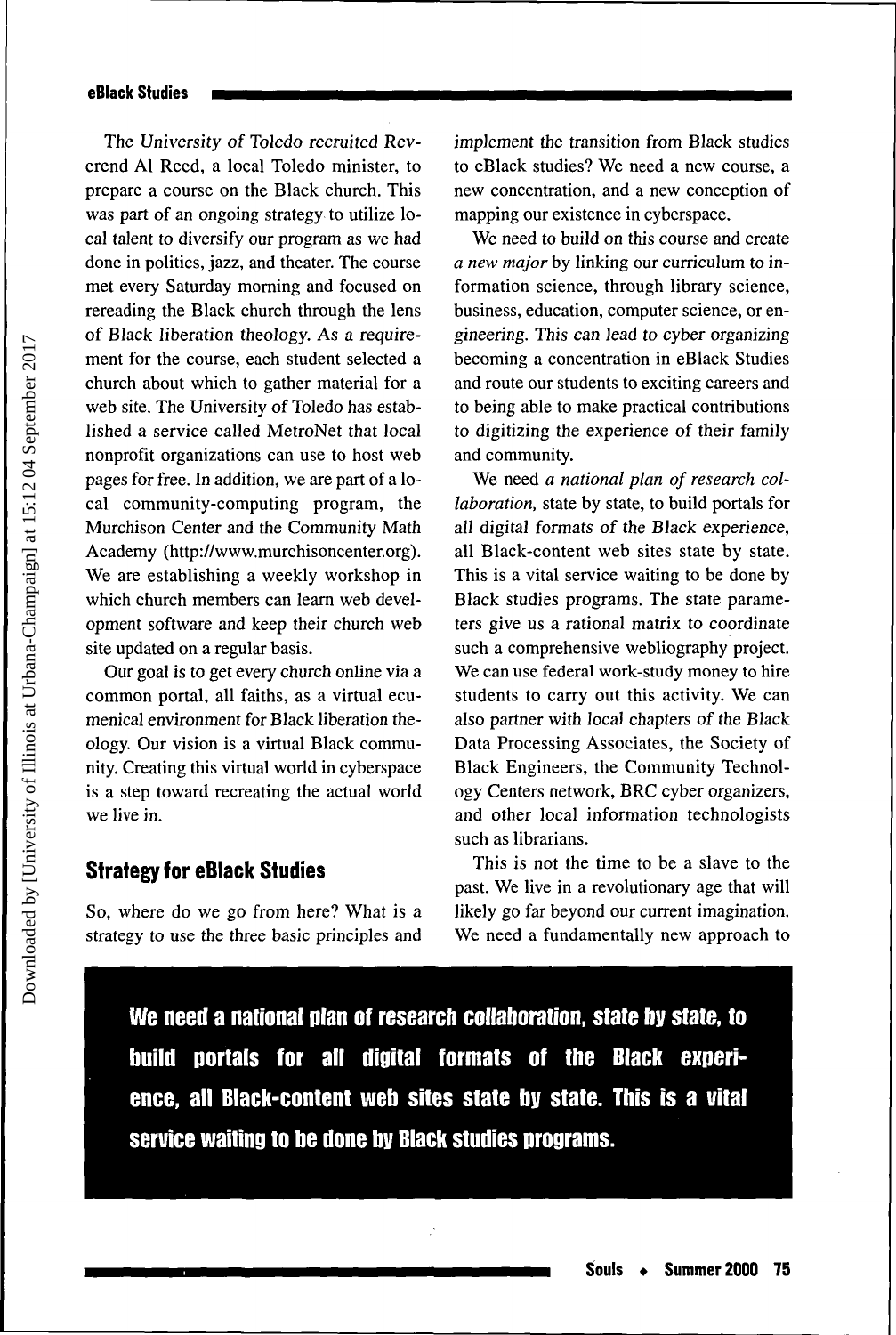The University of Toledo recruited Reverend Al Reed, a local Toledo minister, to prepare a course on the Black church. This was part of an ongoing strategy to utilize local talent to diversify our program as we had done in politics, jazz, and theater. The course met every Saturday morning and focused on rereading the Black church through the lens of Black liberation theology. As a requirement for the course, each student selected a church about which to gather material for a web site. The University of Toledo has established a service called MetroNet that local nonprofit organizations can use to host web pages for free. In addition, we are part of a local community-computing program, the Murchison Center and the Community Math Academy (http://www.murchisoncenter.org). We are establishing a weekly workshop in which church members can learn web development software and keep their church web site updated on a regular basis.

Our goal is to get every church online via a common portal, all faiths, as a virtual ecumenical environment for Black liberation theology. Our vision is a virtual Black community. Creating this virtual world in cyberspace is a step toward recreating the actual world we live in.

## Strategy for eBlack Studies

So, where do we go from here? What is a strategy to use the three basic principles and implement the transition from Black studies to eBlack studies? We need a new course, a new concentration, and a new conception of mapping our existence in cyberspace.

We need to build on this course and create *a new major* by linking our curriculum to information science, through library science, business, education, computer science, or engineering. This can lead to cyber organizing becoming a concentration in eBlack Studies and route our students to exciting careers and to being able to make practical contributions to digitizing the experience of their family and community.

We need *a national plan of research collaboration,* state by state, to build portals for all digital formats of the Black experience, all Black-content web sites state by state. This is a vital service waiting to be done by Black studies programs. The state parameters give us a rational matrix to coordinate such a comprehensive webliography project. We can use federal work-study money to hire students to carry out this activity. We can also partner with local chapters of the Black Data Processing Associates, the Society of Black Engineers, the Community Technology Centers network, BRC cyber organizers, and other local information technologists such as librarians.

This is not the time to be a slave to the past. We live in a revolutionary age that will likely go far beyond our current imagination. We need a fundamentally new approach to

**We need a national plan of research collaboration, state by state, to build portals for all digital formats of the Black experience, all Black-content web sites state by state. This is a vital service waiting to be done by Black studies programs.**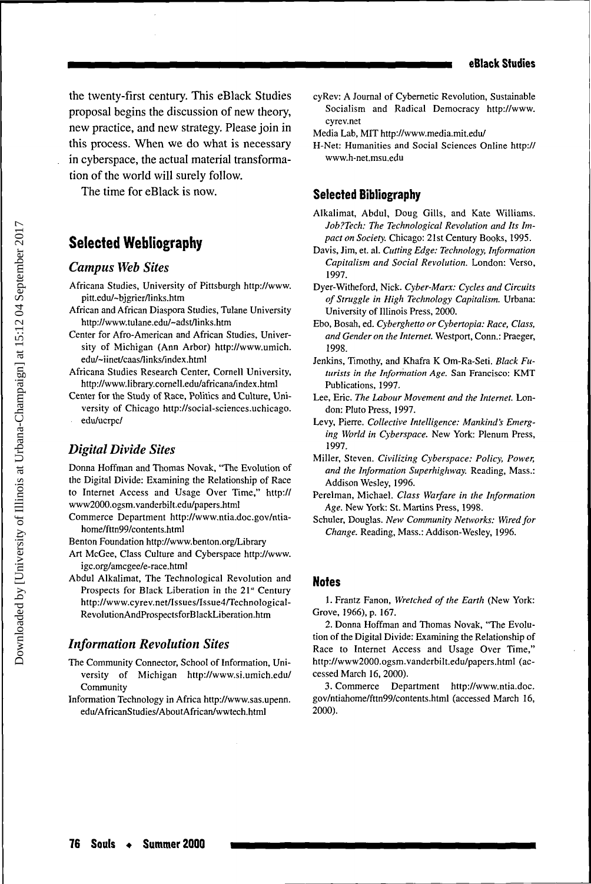the twenty-first century. This eBlack Studies proposal begins the discussion of new theory, new practice, and new strategy. Please join in this process. When we do what is necessary in cyberspace, the actual material transformation of the world will surely follow.

The time for eBlack is now.

## Selected Webliography

### *Campus Web Sites*

Africana Studies, University of Pittsburgh http://www.pitt.edu/~bjgrier/links.htm

African and African Diaspora Studies, Tulane University http://www.tulane.edu/~adst/links.htm

Center for Afro-American and African Studies, University of Michigan (Ann Arbor) http://www.umich.edu/~iinet/caas/links/index.html

Africana Studies Research Center, Cornell University, http://www.library.cornell.edu/africana/index.html

Center for the Study of Race, Politics and Culture, University of Chicago http://social-sciences.uchicago.edu/ucrpc/

### *Digital Divide Sites*

Donna Hoffman and Thomas Novak, "The Evolution of the Digital Divide: Examining the Relationship of Race to Internet Access and Usage Over Time," http://www2000.ogsm.vanderbilt.edu/papers.html

Commerce Department http://www.ntia.doc.gov/ntiahome/fttn99/contents.html

Benton Foundation http://www.benton.org/Library

Art McGee, Class Culture and Cyberspace http://www.igc.org/amcgee/e-race.html

Abdul Alkalimat, The Technological Revolution and Prospects for Black Liberation in the 21st Century http://www.cyrev.net/Issues/Issue4/TechnologicalRevolutionAndProspectsforBlackLiberation.htm

### *Information Revolution Sites*

The Community Connector, School of Information, University of Michigan http://www.si.umich.edu/Community

Information Technology in Africa http://www.sas.upenn.edu/AfricanStudies/AboutAfrican/wwtech.html

cyRev: A Journal of Cybernetic Revolution, Sustainable Socialism and Radical Democracy http://www.cyrev.net

Media Lab, MIT http://www.media.mit.edu/

H-Net: Humanities and Social Sciences Online http://www.h-net.msu.edu

## Selected Bibliography

Alkalimat, Abdul, Doug Gills, and Kate Williams. *Job?Tech: The Technological Revolution and Its Impact on Society.* Chicago: 21st Century Books, 1995.

Davis, Jim, et. al. *Cutting Edge: Technology, Information Capitalism and Social Revolution.* London: Verso, 1997.

Dyer-Witheford, Nick. *Cyber-Marx: Cycles and Circuits of Struggle in High Technology Capitalism.* Urbana: University of Illinois Press, 2000.

Ebo, Bosah, ed. *Cyberghetto or Cybertopia: Race, Class, and Gender on the Internet.* Westport, Conn.: Praeger, 1998.

Jenkins, Timothy, and Khafra K Om-Ra-Seti. *Black Futurists in the Information Age.* San Francisco: KMT Publications, 1997.

Lee, Eric. *The Labour Movement and the Internet.* London: Pluto Press, 1997.

Levy, Pierre. *Collective Intelligence: Mankind's Emerging World in Cyberspace.* New York: Plenum Press, 1997.

Miller, Steven. *Civilizing Cyberspace: Policy, Power, and the Information Superhighway.* Reading, Mass.: Addison Wesley, 1996.

Perelman, Michael. *Class Warfare in the Information Age.* New York: St. Martins Press, 1998.

Schuler, Douglas. *New Community Networks: Wired for Change.* Reading, Mass.: Addison-Wesley, 1996.

## Notes

1. Frantz Fanon, *Wretched of the Earth* (New York: Grove, 1966), p. 167.

2. Donna Hoffman and Thomas Novak, "The Evolution of the Digital Divide: Examining the Relationship of Race to Internet Access and Usage Over Time," http://www2000.ogsm.vanderbilt.edu/papers.html (accessed March 16, 2000).

3. Commerce Department http://www.ntia.doc.gov/ntiahome/fttn99/contents.html (accessed March 16, 2000).